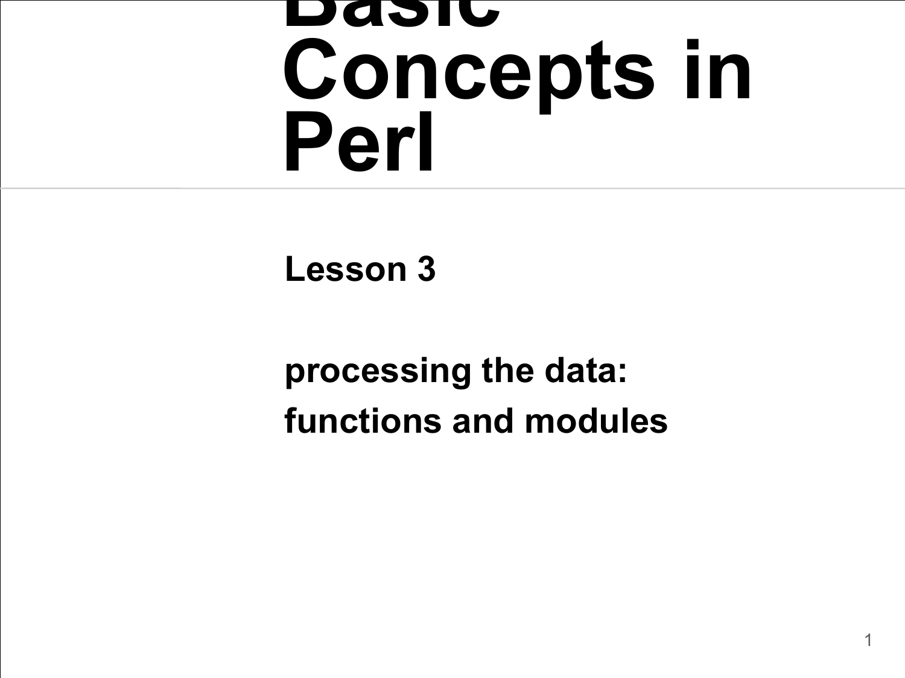# Basic Concepts in Perl

**Lesson 3**

**processing the data:**
**functions and modules**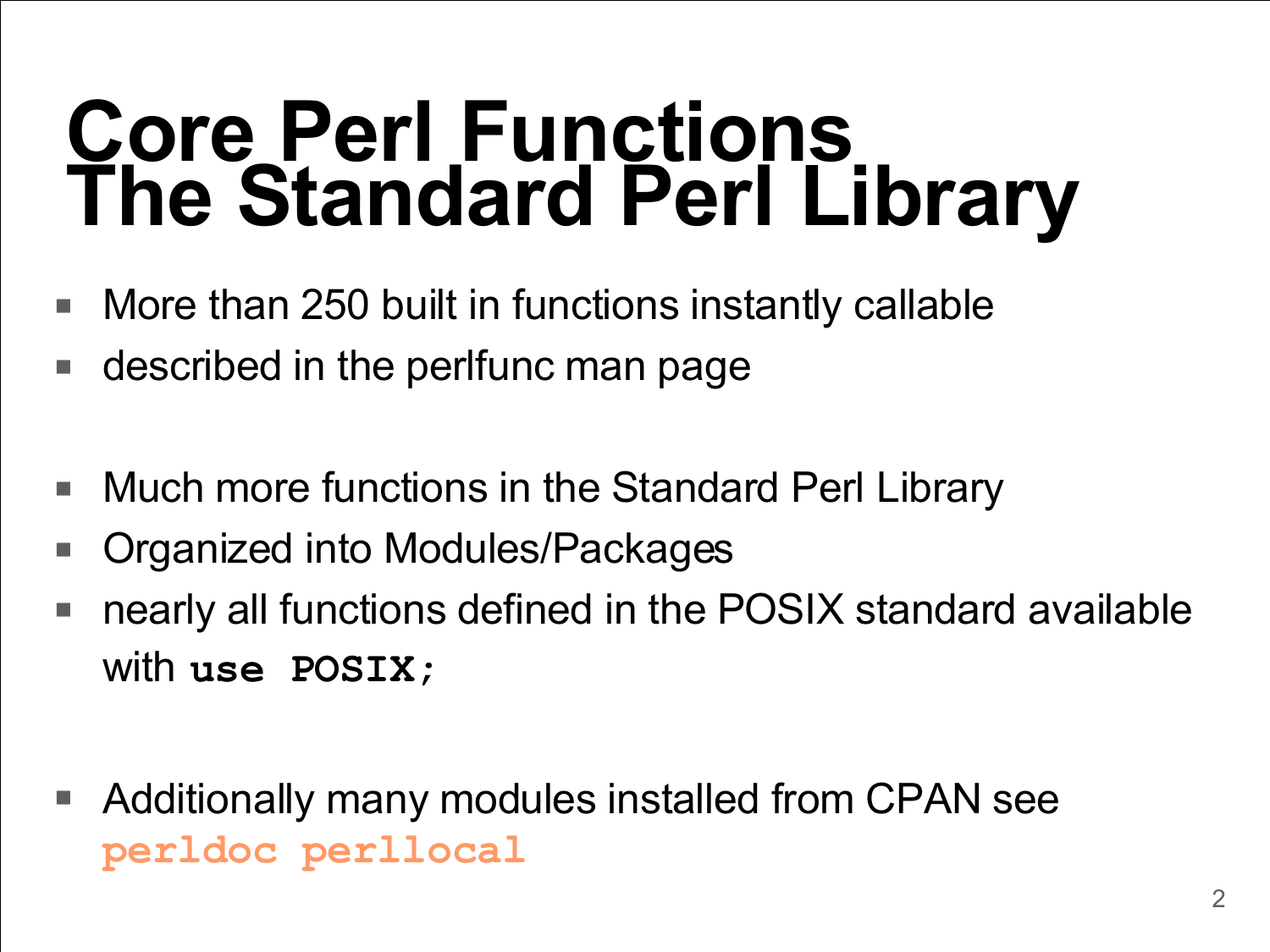# Core Perl Functions
# The Standard Perl Library

- More than 250 built in functions instantly callable
- described in the perlfunc man page

- Much more functions in the Standard Perl Library
- Organized into Modules/Packages
- nearly all functions defined in the POSIX standard available with **`use POSIX;`**

- Additionally many modules installed from CPAN see **`perldoc perllocal`**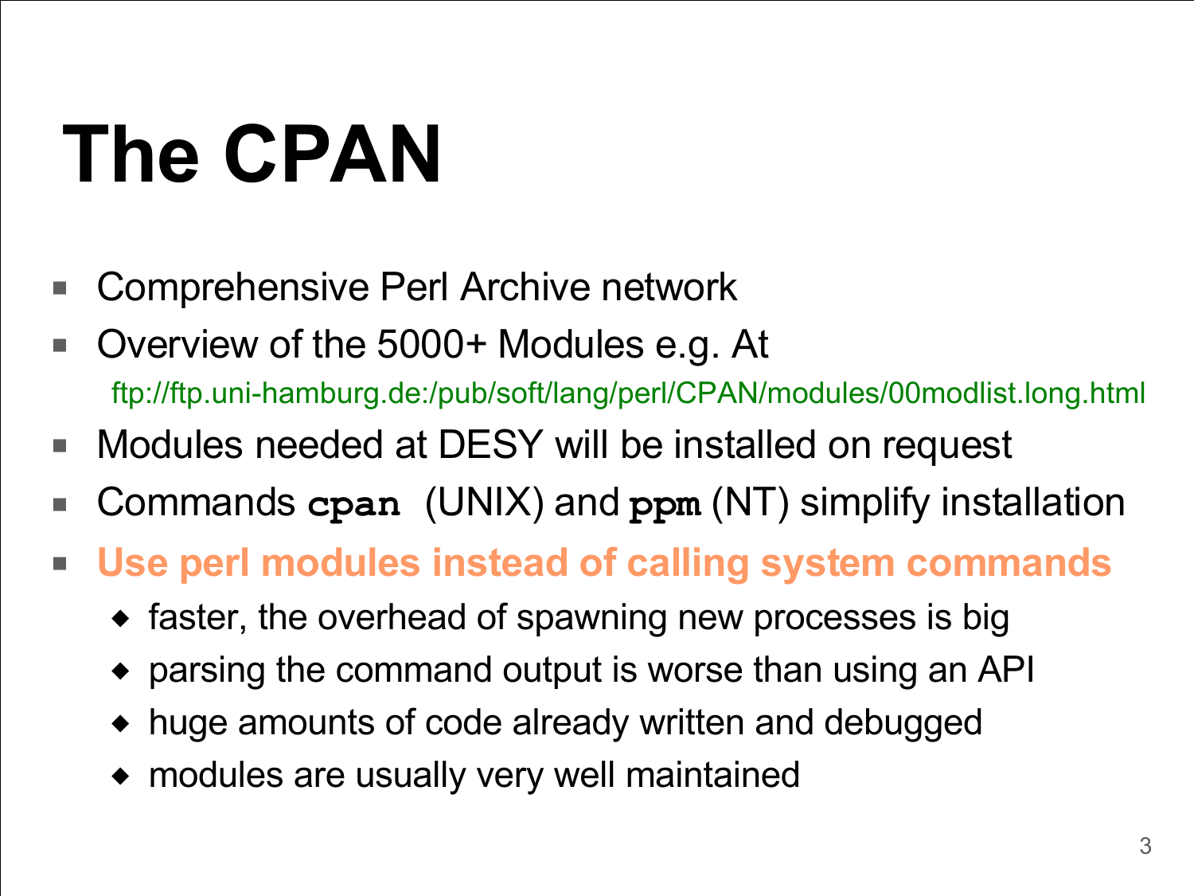# The CPAN

- Comprehensive Perl Archive network
- Overview of the 5000+ Modules e.g. At
  ftp://ftp.uni-hamburg.de:/pub/soft/lang/perl/CPAN/modules/00modlist.long.html
- Modules needed at DESY will be installed on request
- Commands `cpan` (UNIX) and `ppm` (NT) simplify installation
- **Use perl modules instead of calling system commands**
  - faster, the overhead of spawning new processes is big
  - parsing the command output is worse than using an API
  - huge amounts of code already written and debugged
  - modules are usually very well maintained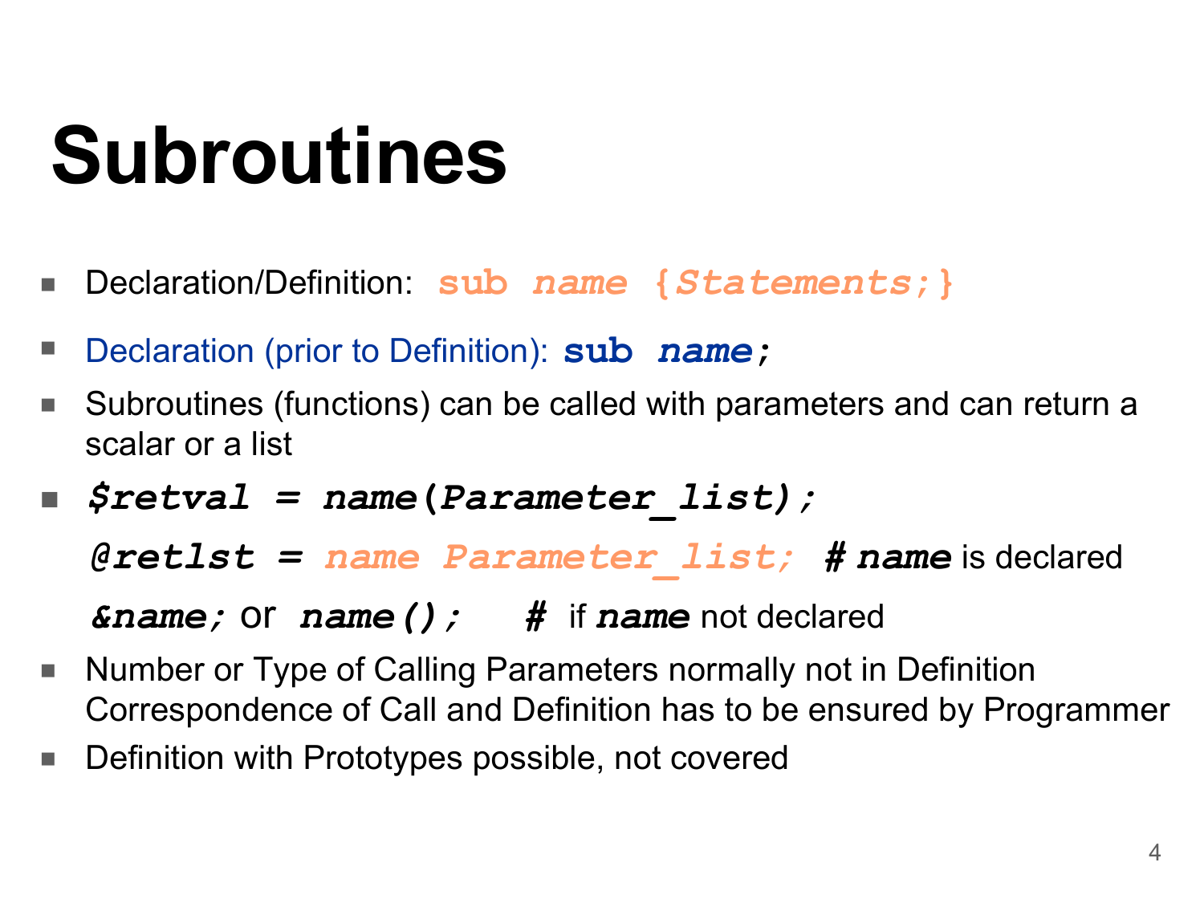# Subroutines

- Declaration/Definition: `sub name {Statements;}`
- Declaration (prior to Definition): `sub name;`
- Subroutines (functions) can be called with parameters and can return a scalar or a list
- `$retval = name(Parameter_list);`

  `@retlst = name Parameter_list;` **#** ***name*** is declared

  `&name;` or `name();` **#** if ***name*** not declared
- Number or Type of Calling Parameters normally not in Definition
  Correspondence of Call and Definition has to be ensured by Programmer
- Definition with Prototypes possible, not covered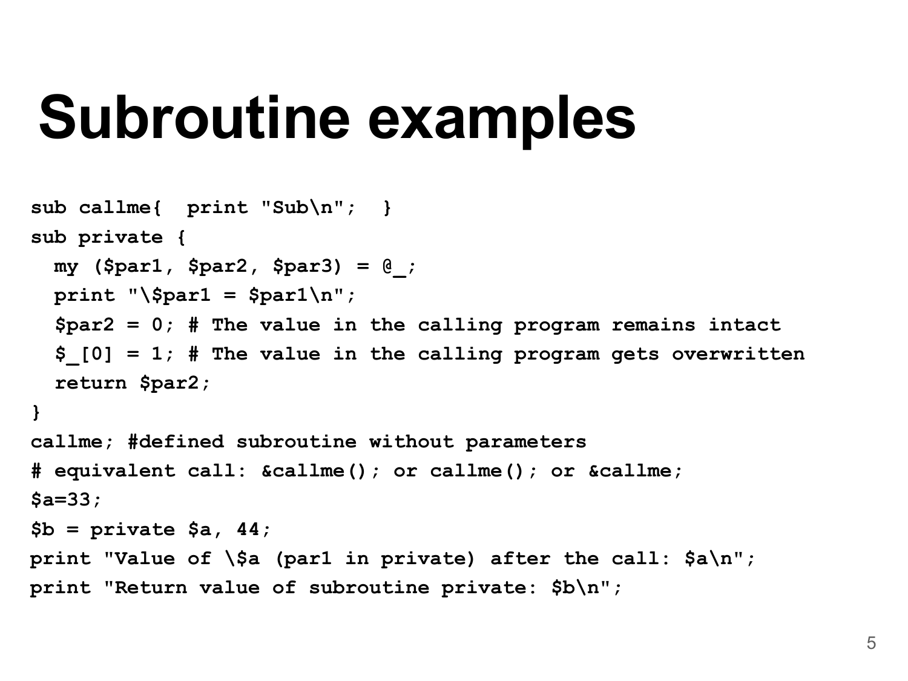# Subroutine examples

```
sub callme{  print "Sub\n";  }
sub private {
  my ($par1, $par2, $par3) = @_;
  print "\$par1 = $par1\n";
  $par2 = 0; # The value in the calling program remains intact
  $_[0] = 1; # The value in the calling program gets overwritten
  return $par2;
}
callme; #defined subroutine without parameters
# equivalent call: &callme(); or callme(); or &callme;
$a=33;
$b = private $a, 44;
print "Value of \$a (par1 in private) after the call: $a\n";
print "Return value of subroutine private: $b\n";
```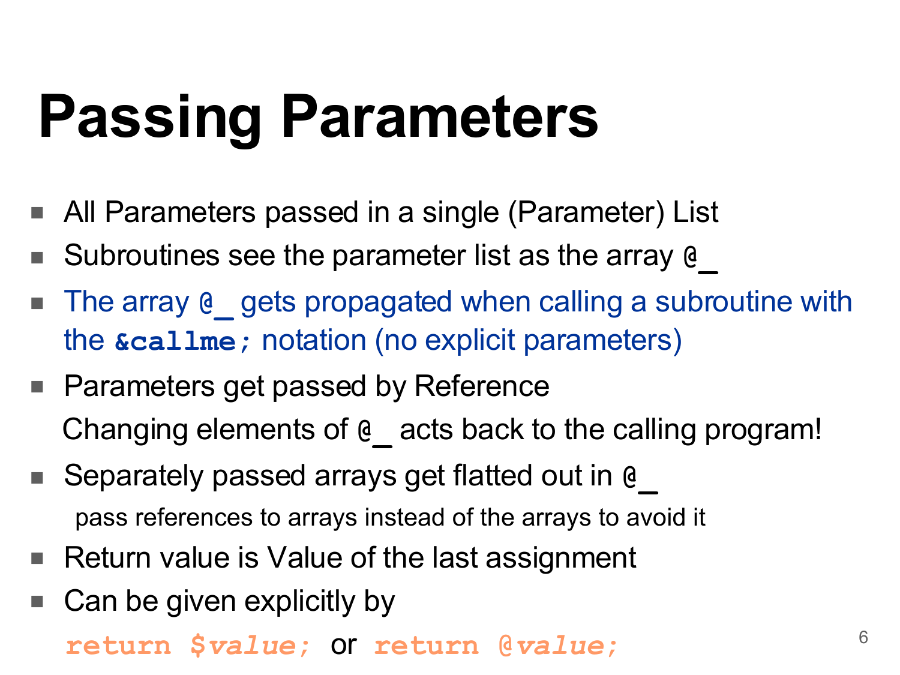# Passing Parameters

- All Parameters passed in a single (Parameter) List
- Subroutines see the parameter list as the array `@_`
- The array `@_` gets propagated when calling a subroutine with the **`&callme;`** notation (no explicit parameters)
- Parameters get passed by Reference

  Changing elements of `@_` acts back to the calling program!
- Separately passed arrays get flatted out in `@_`

  pass references to arrays instead of the arrays to avoid it
- Return value is Value of the last assignment
- Can be given explicitly by

  **`return $value;`** or **`return @value;`**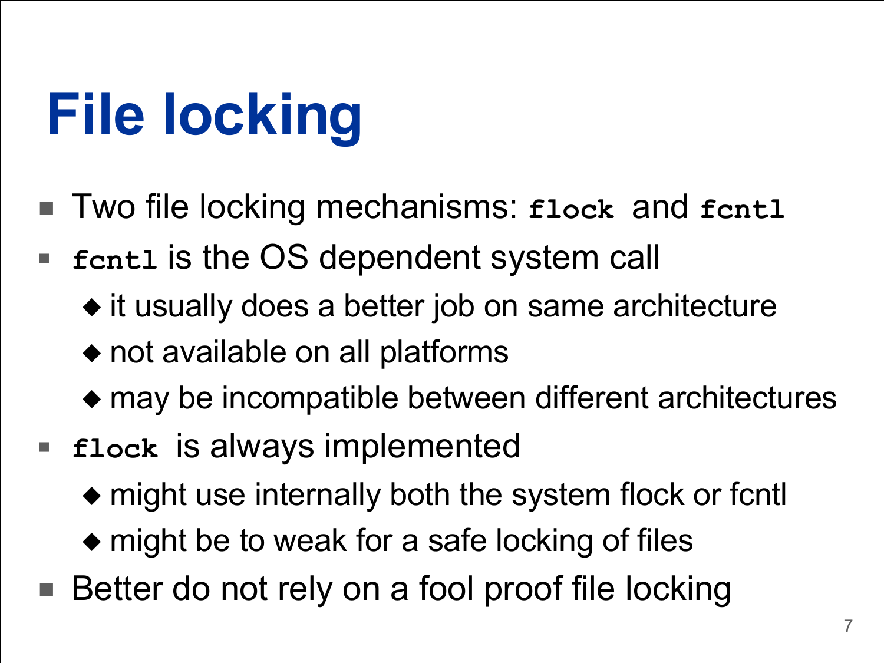# File locking

- Two file locking mechanisms: **`flock`** and **`fcntl`**
- **`fcntl`** is the OS dependent system call
  - it usually does a better job on same architecture
  - not available on all platforms
  - may be incompatible between different architectures
- **`flock`** is always implemented
  - might use internally both the system flock or fcntl
  - might be to weak for a safe locking of files
- Better do not rely on a fool proof file locking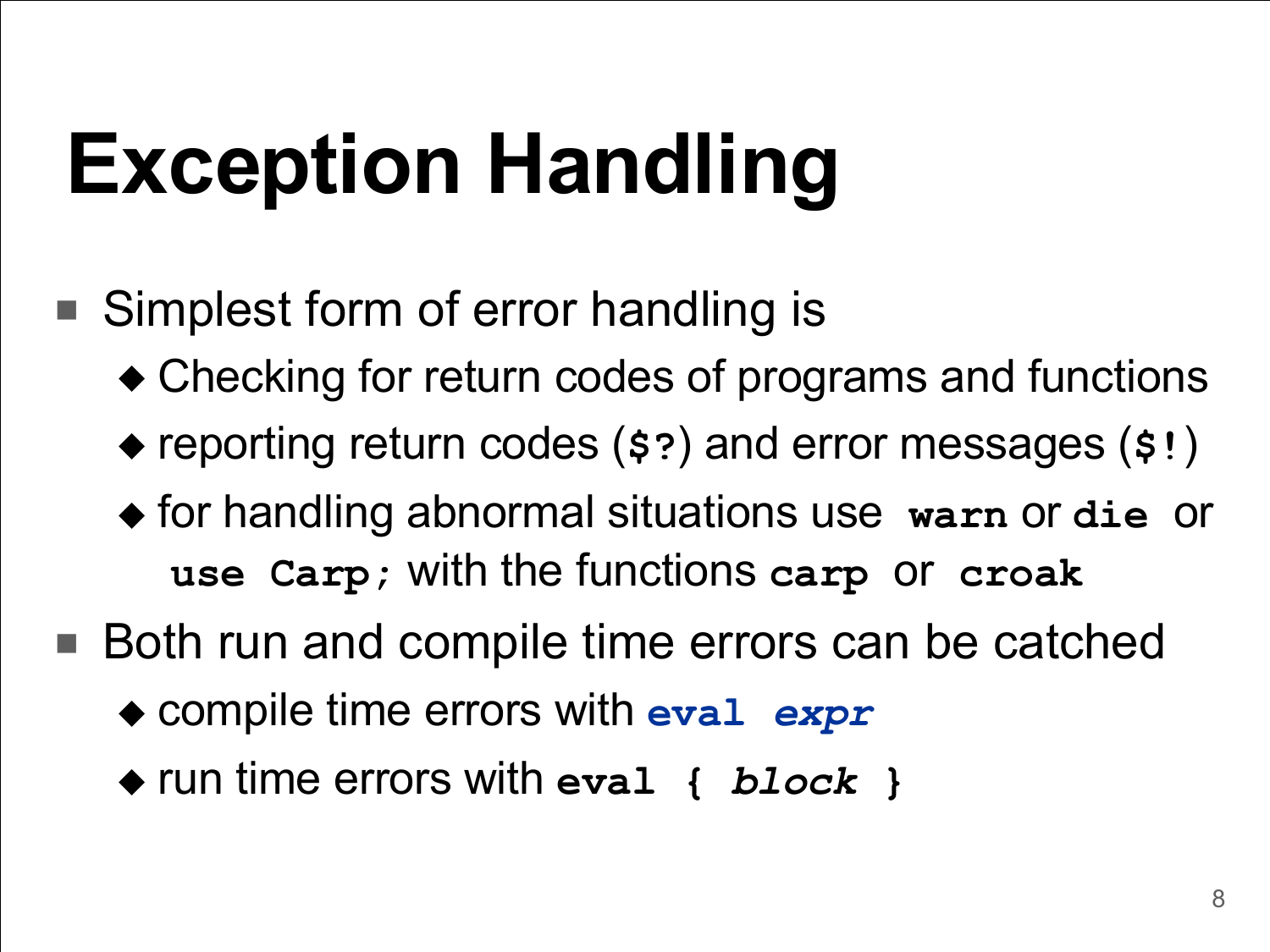# Exception Handling

- Simplest form of error handling is
  - Checking for return codes of programs and functions
  - reporting return codes (`$?`) and error messages (`$!`)
  - for handling abnormal situations use `warn` or `die` or `use Carp;` with the functions `carp` or `croak`
- Both run and compile time errors can be catched
  - compile time errors with `eval` *`expr`*
  - run time errors with `eval {` *`block`* `}`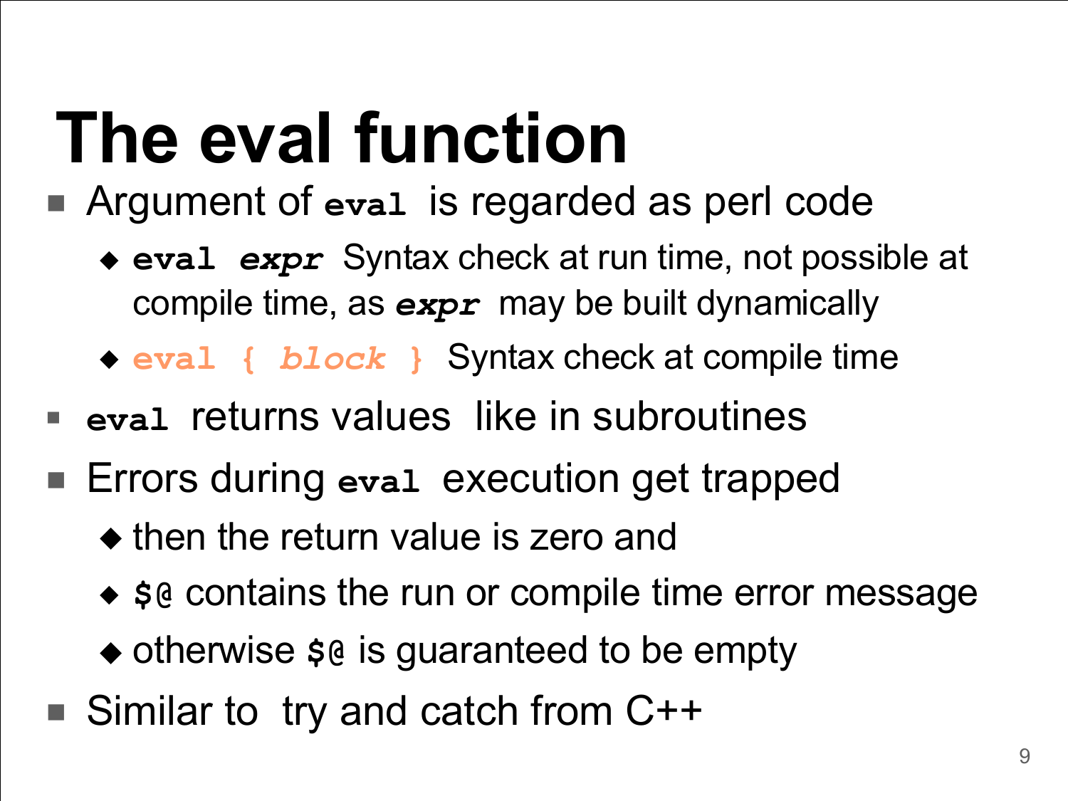# The eval function

- Argument of `eval` is regarded as perl code
  - `eval` ***expr*** Syntax check at run time, not possible at compile time, as ***expr*** may be built dynamically
  - `eval {` ***block*** `}` Syntax check at compile time
- `eval` returns values like in subroutines
- Errors during `eval` execution get trapped
  - then the return value is zero and
  - `$@` contains the run or compile time error message
  - otherwise `$@` is guaranteed to be empty
- Similar to try and catch from C++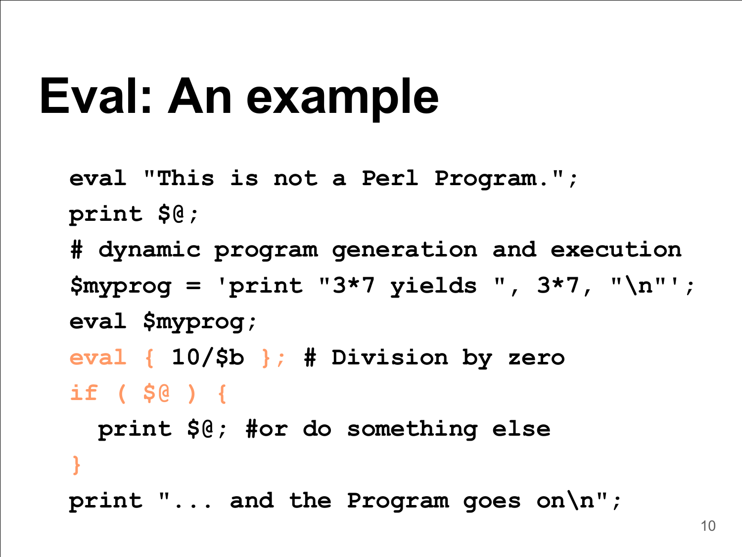# Eval: An example

```
eval "This is not a Perl Program.";
print $@;
# dynamic program generation and execution
$myprog = 'print "3*7 yields ", 3*7, "\n"';
eval $myprog;
eval { 10/$b }; # Division by zero
if ( $@ ) {
  print $@; #or do something else
}
print "... and the Program goes on\n";
```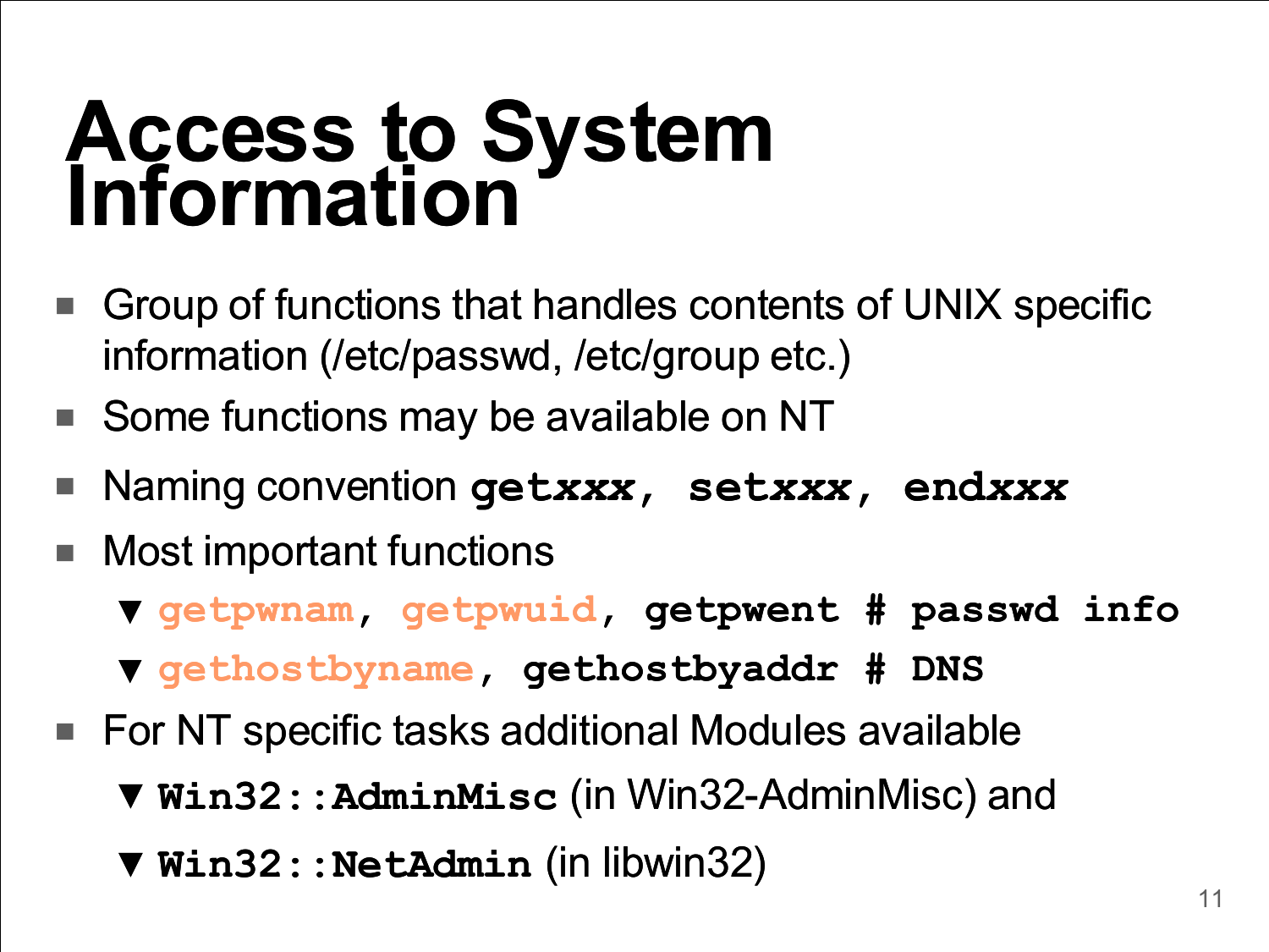# Access to System Information

- Group of functions that handles contents of UNIX specific information (/etc/passwd, /etc/group etc.)
- Some functions may be available on NT
- Naming convention **get*xxx*, set*xxx*, end*xxx***
- Most important functions
  - `getpwnam, getpwuid, getpwent # passwd info`
  - `gethostbyname, gethostbyaddr # DNS`
- For NT specific tasks additional Modules available
  - **`Win32::AdminMisc`** (in Win32-AdminMisc) and
  - **`Win32::NetAdmin`** (in libwin32)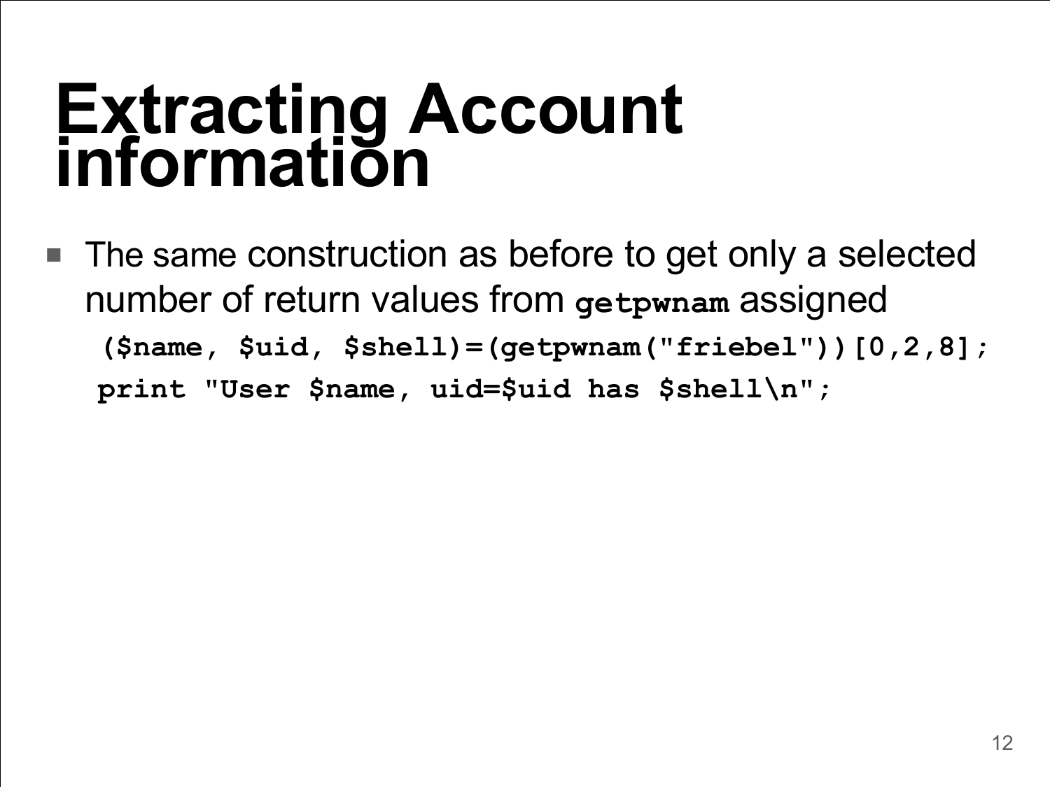# Extracting Account information

- The same construction as before to get only a selected number of return values from `getpwnam` assigned

```
($name, $uid, $shell)=(getpwnam("friebel"))[0,2,8];
print "User $name, uid=$uid has $shell\n";
```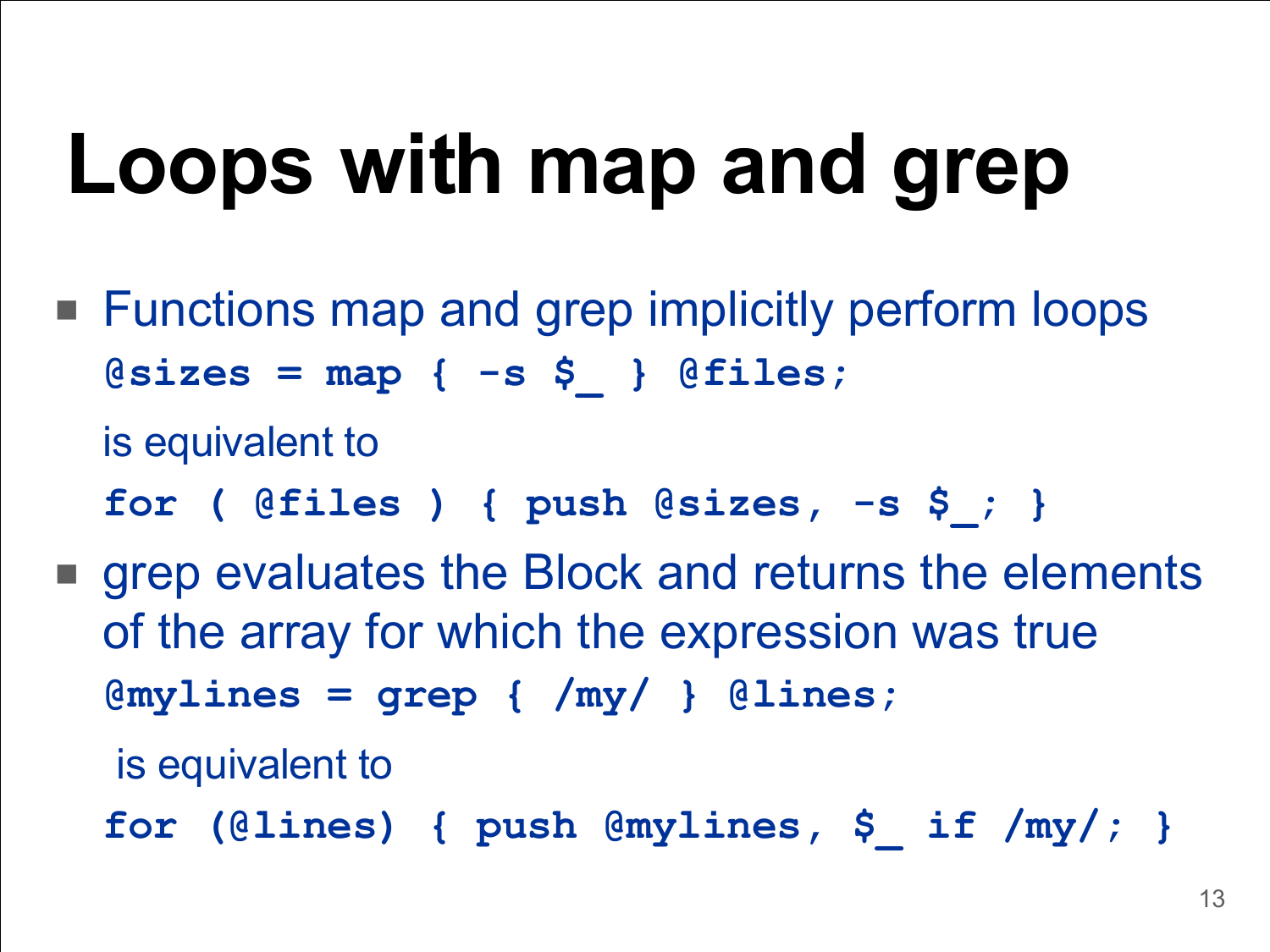# Loops with map and grep

- Functions map and grep implicitly perform loops

  ```
  @sizes = map { -s $_ } @files;
  ```

  is equivalent to

  ```
  for ( @files ) { push @sizes, -s $_; }
  ```

- grep evaluates the Block and returns the elements of the array for which the expression was true

  ```
  @mylines = grep { /my/ } @lines;
  ```

  is equivalent to

  ```
  for (@lines) { push @mylines, $_ if /my/; }
  ```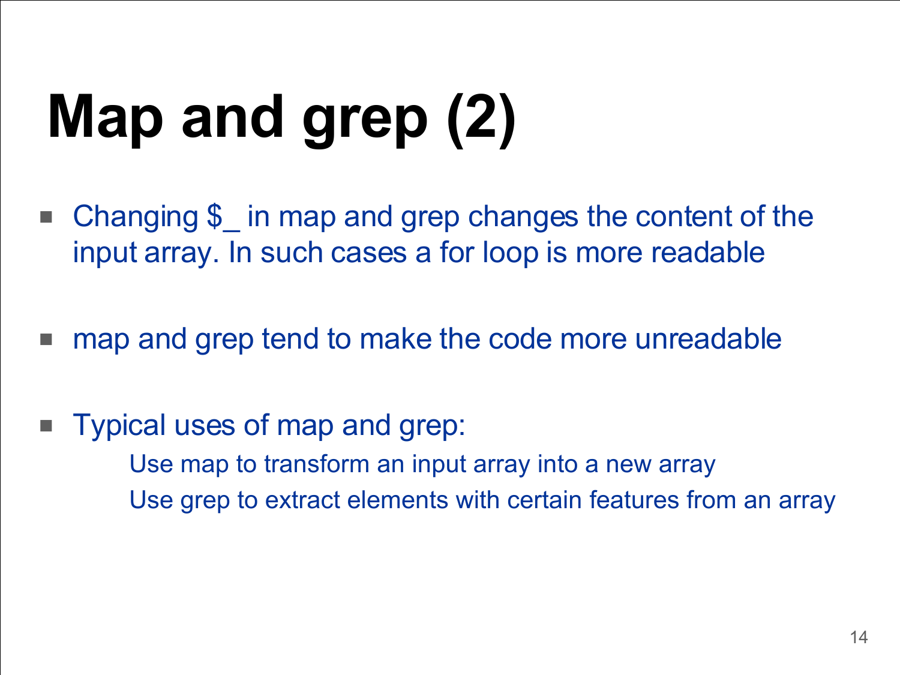# Map and grep (2)

- Changing $_ in map and grep changes the content of the input array. In such cases a for loop is more readable
- map and grep tend to make the code more unreadable
- Typical uses of map and grep:
  - Use map to transform an input array into a new array
  - Use grep to extract elements with certain features from an array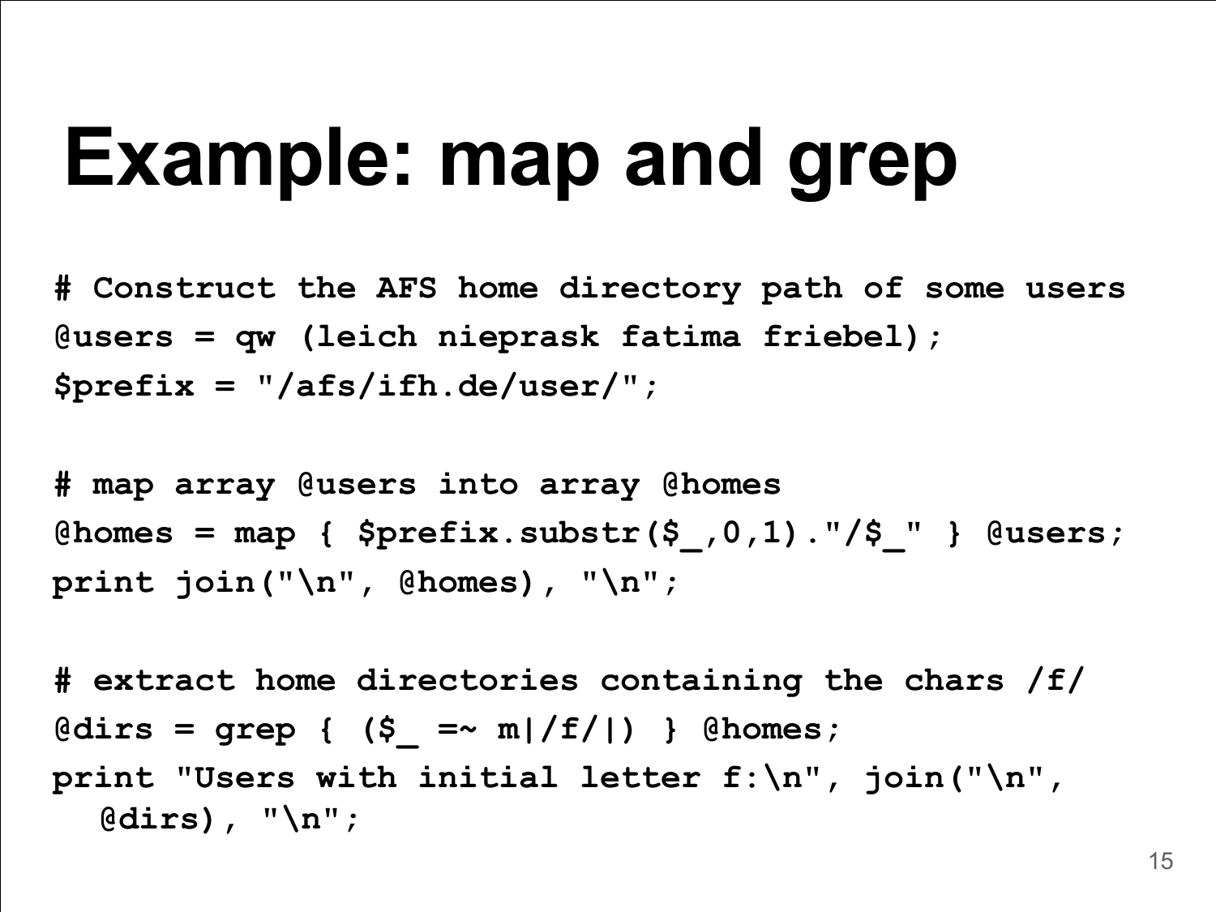# Example: map and grep

```
# Construct the AFS home directory path of some users
@users = qw (leich nieprask fatima friebel);
$prefix = "/afs/ifh.de/user/";

# map array @users into array @homes
@homes = map { $prefix.substr($_,0,1)."/$_" } @users;
print join("\n", @homes), "\n";

# extract home directories containing the chars /f/
@dirs = grep { ($_ =~ m|/f/|) } @homes;
print "Users with initial letter f:\n", join("\n",
  @dirs), "\n";
```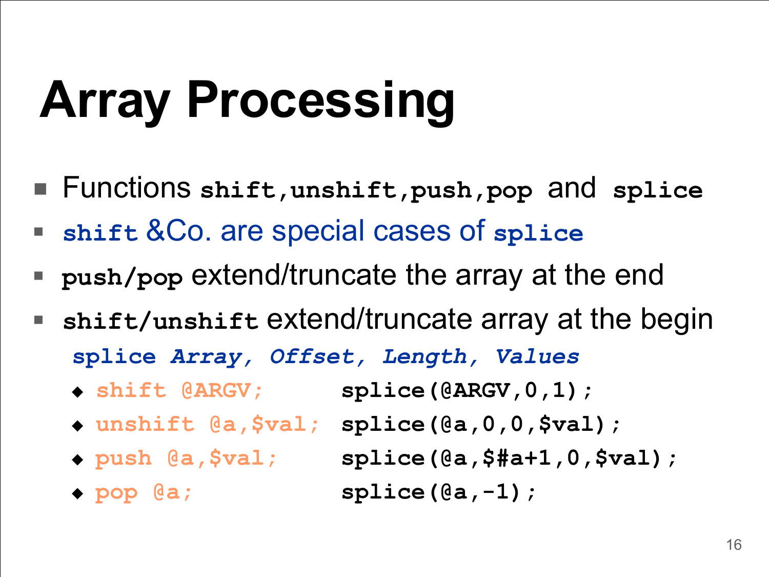# Array Processing

- Functions `shift`,`unshift`,`push`,`pop` and `splice`
- `shift` &Co. are special cases of `splice`
- `push/pop` extend/truncate the array at the end
- `shift/unshift` extend/truncate array at the begin

  `splice` ***Array, Offset, Length, Values***

  - `shift @ARGV;` `splice(@ARGV,0,1);`
  - `unshift @a,$val;` `splice(@a,0,0,$val);`
  - `push @a,$val;` `splice(@a,$#a+1,0,$val);`
  - `pop @a;` `splice(@a,-1);`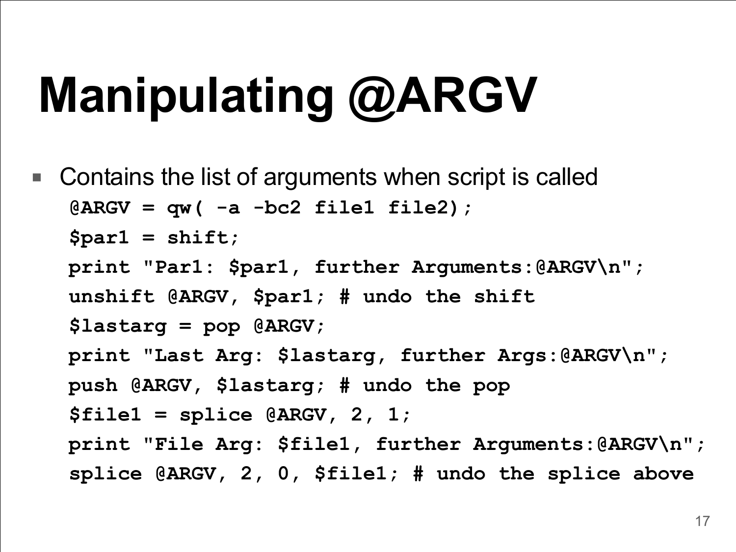# Manipulating @ARGV

- Contains the list of arguments when script is called

```
@ARGV = qw( -a -bc2 file1 file2);
$par1 = shift;
print "Par1: $par1, further Arguments:@ARGV\n";
unshift @ARGV, $par1; # undo the shift
$lastarg = pop @ARGV;
print "Last Arg: $lastarg, further Args:@ARGV\n";
push @ARGV, $lastarg; # undo the pop
$file1 = splice @ARGV, 2, 1;
print "File Arg: $file1, further Arguments:@ARGV\n";
splice @ARGV, 2, 0, $file1; # undo the splice above
```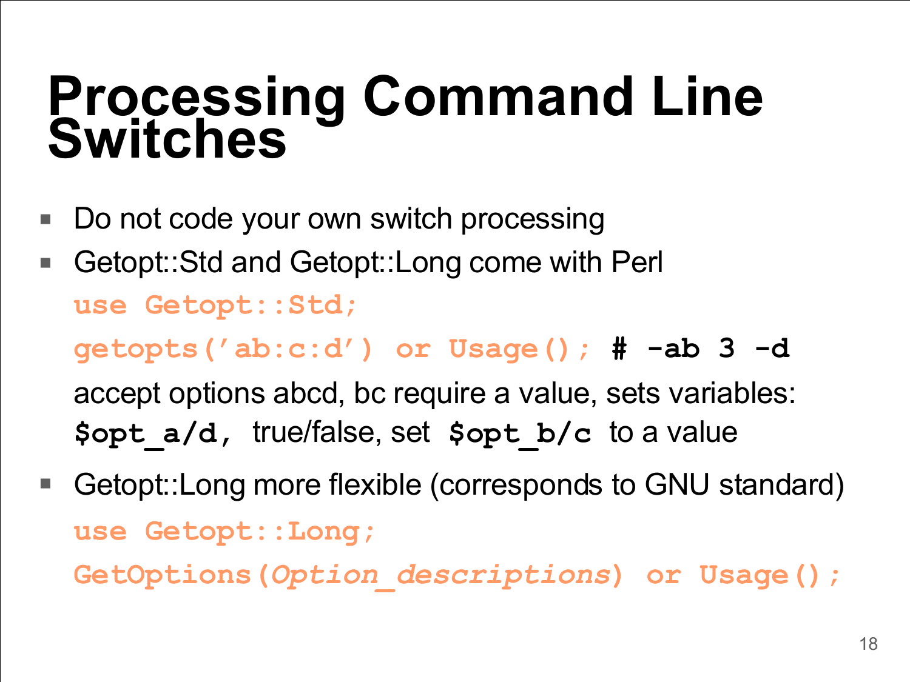# Processing Command Line Switches

- Do not code your own switch processing
- Getopt::Std and Getopt::Long come with Perl

  ```
  use Getopt::Std;
  getopts('ab:c:d') or Usage(); # -ab 3 -d
  ```

  accept options abcd, bc require a value, sets variables:
  **`$opt_a/d,`** true/false, set **`$opt_b/c`** to a value

- Getopt::Long more flexible (corresponds to GNU standard)

  ```
  use Getopt::Long;
  GetOptions(Option_descriptions) or Usage();
  ```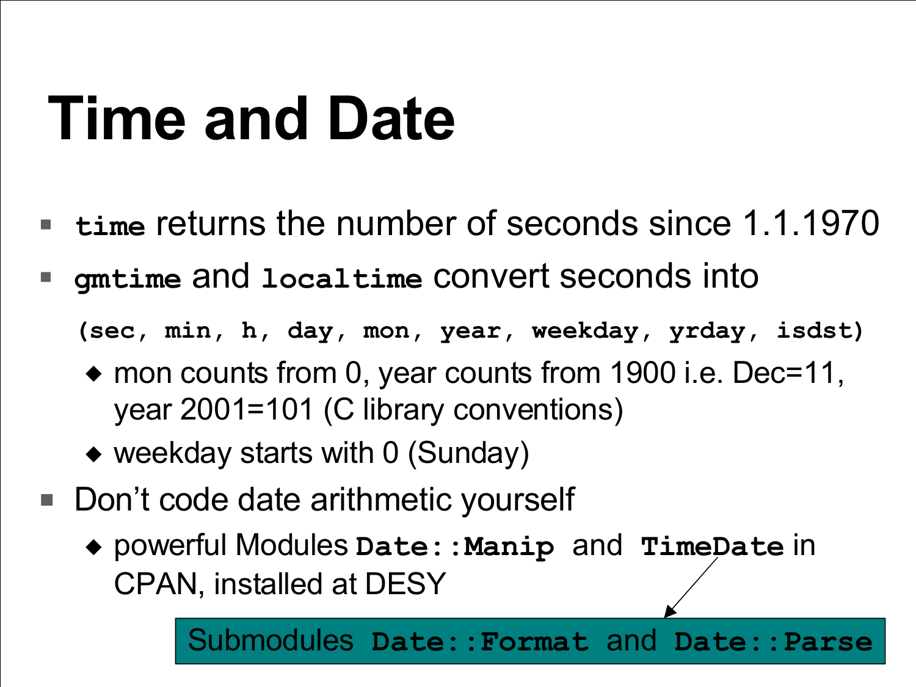# Time and Date

- `time` returns the number of seconds since 1.1.1970
- `gmtime` and `localtime` convert seconds into

  `(sec, min, h, day, mon, year, weekday, yrday, isdst)`

  - mon counts from 0, year counts from 1900 i.e. Dec=11, year 2001=101 (C library conventions)
  - weekday starts with 0 (Sunday)
- Don't code date arithmetic yourself
  - powerful Modules `Date::Manip` and `TimeDate` in CPAN, installed at DESY

Submodules `Date::Format` and `Date::Parse`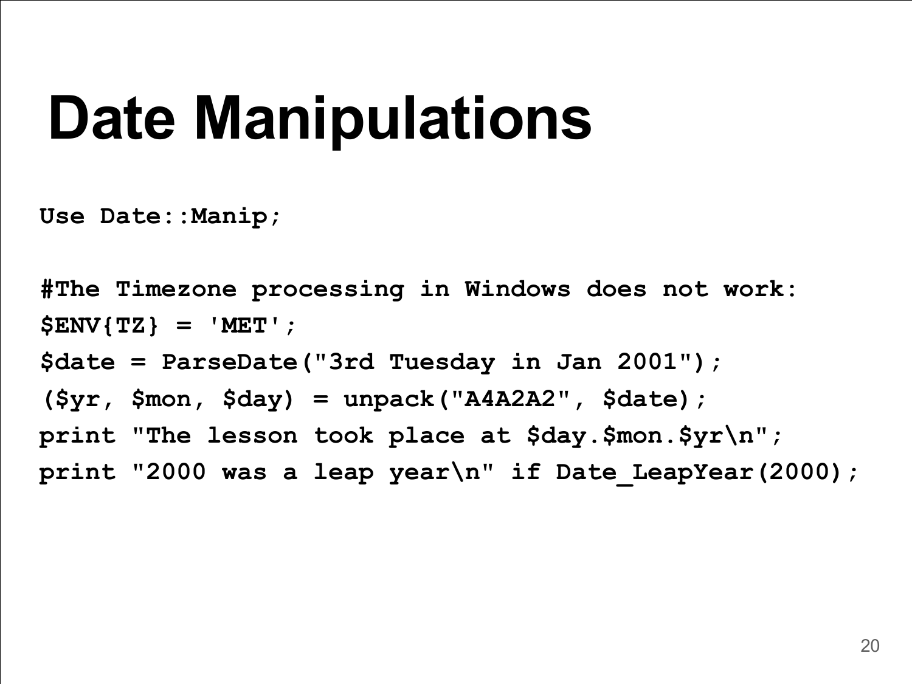# Date Manipulations

```
Use Date::Manip;

#The Timezone processing in Windows does not work:
$ENV{TZ} = 'MET';
$date = ParseDate("3rd Tuesday in Jan 2001");
($yr, $mon, $day) = unpack("A4A2A2", $date);
print "The lesson took place at $day.$mon.$yr\n";
print "2000 was a leap year\n" if Date_LeapYear(2000);
```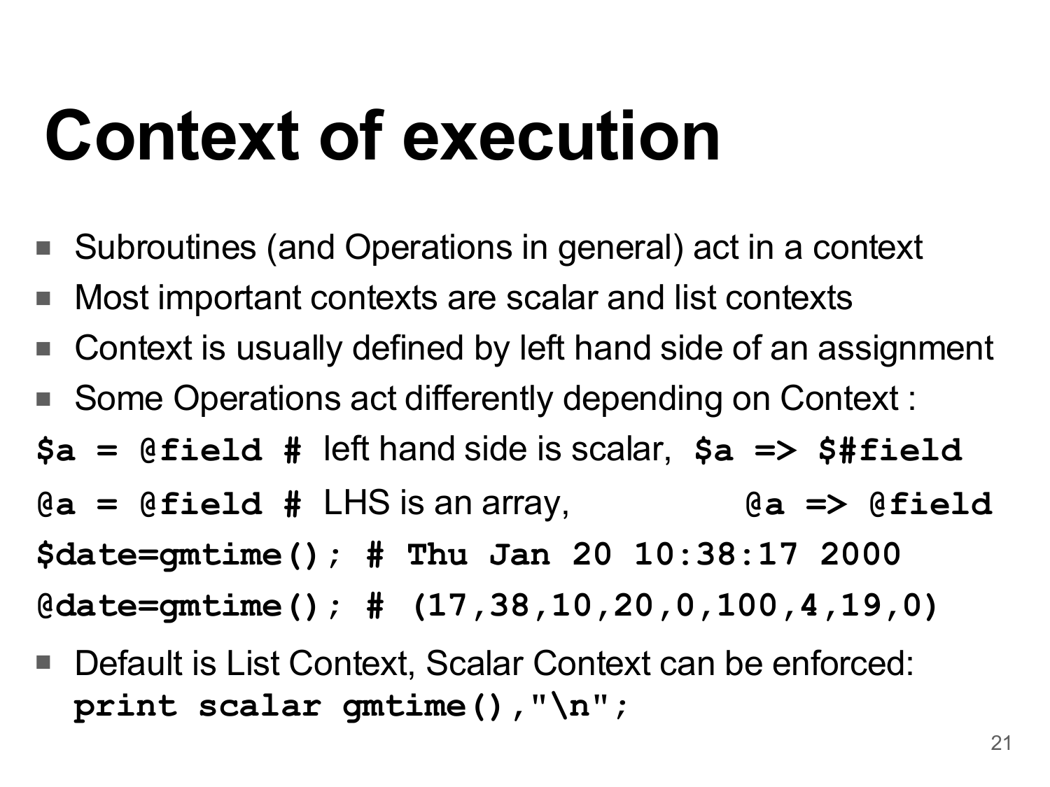# Context of execution

- Subroutines (and Operations in general) act in a context
- Most important contexts are scalar and list contexts
- Context is usually defined by left hand side of an assignment
- Some Operations act differently depending on Context :

**$a = @field #** left hand side is scalar, **$a => $#field**

**@a = @field #** LHS is an array, **@a => @field**

```
$date=gmtime(); # Thu Jan 20 10:38:17 2000
@date=gmtime(); # (17,38,10,20,0,100,4,19,0)
```

- Default is List Context, Scalar Context can be enforced: **print scalar gmtime(),"\n";**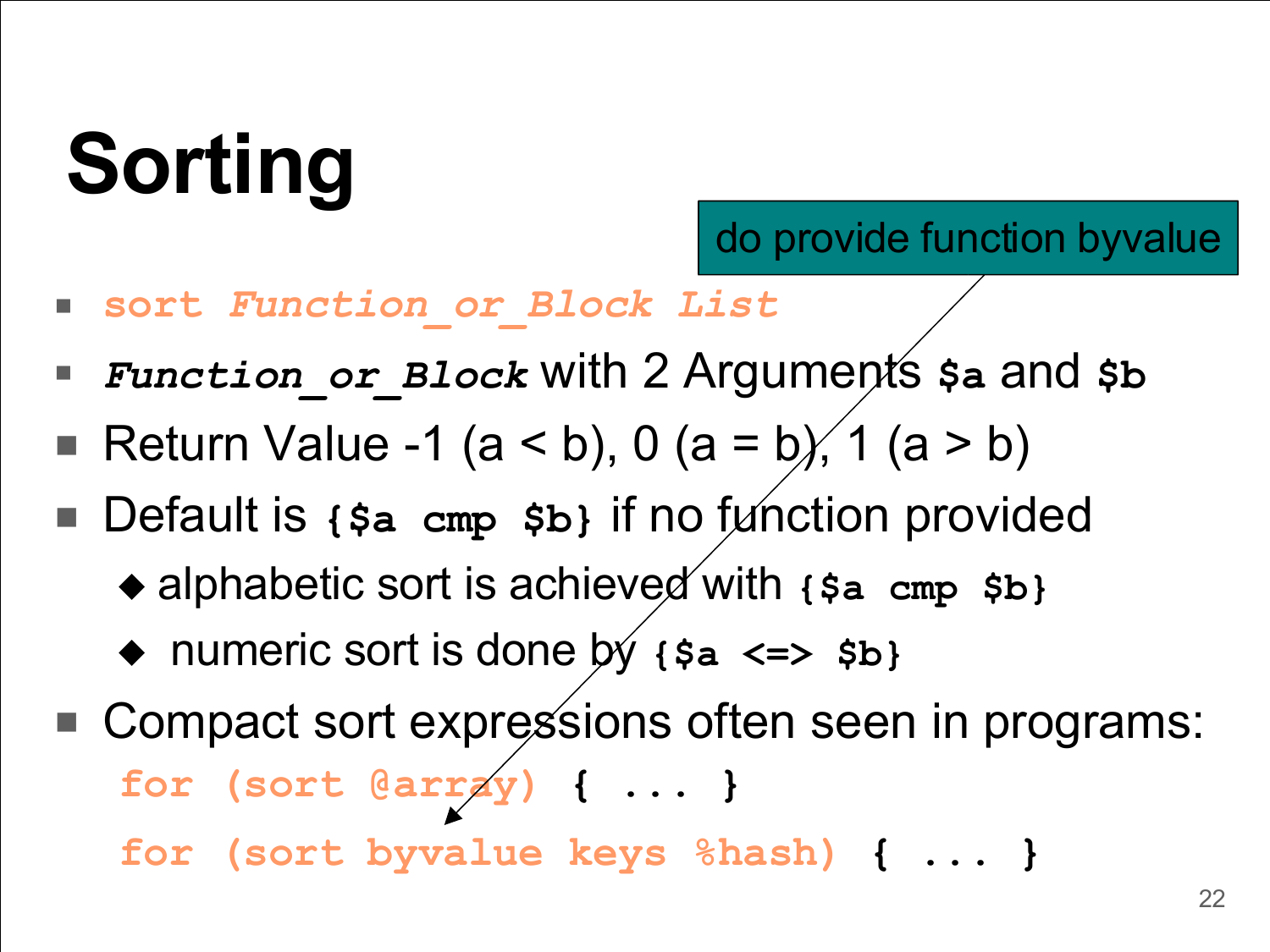# Sorting

do provide function byvalue

- `sort Function_or_Block List`
- `Function_or_Block` with 2 Arguments `$a` and `$b`
- Return Value -1 (a < b), 0 (a = b), 1 (a > b)
- Default is `{$a cmp $b}` if no function provided
  - alphabetic sort is achieved with `{$a cmp $b}`
  - numeric sort is done by `{$a <=> $b}`
- Compact sort expressions often seen in programs:

```
for (sort @array) { ... }
for (sort byvalue keys %hash) { ... }
```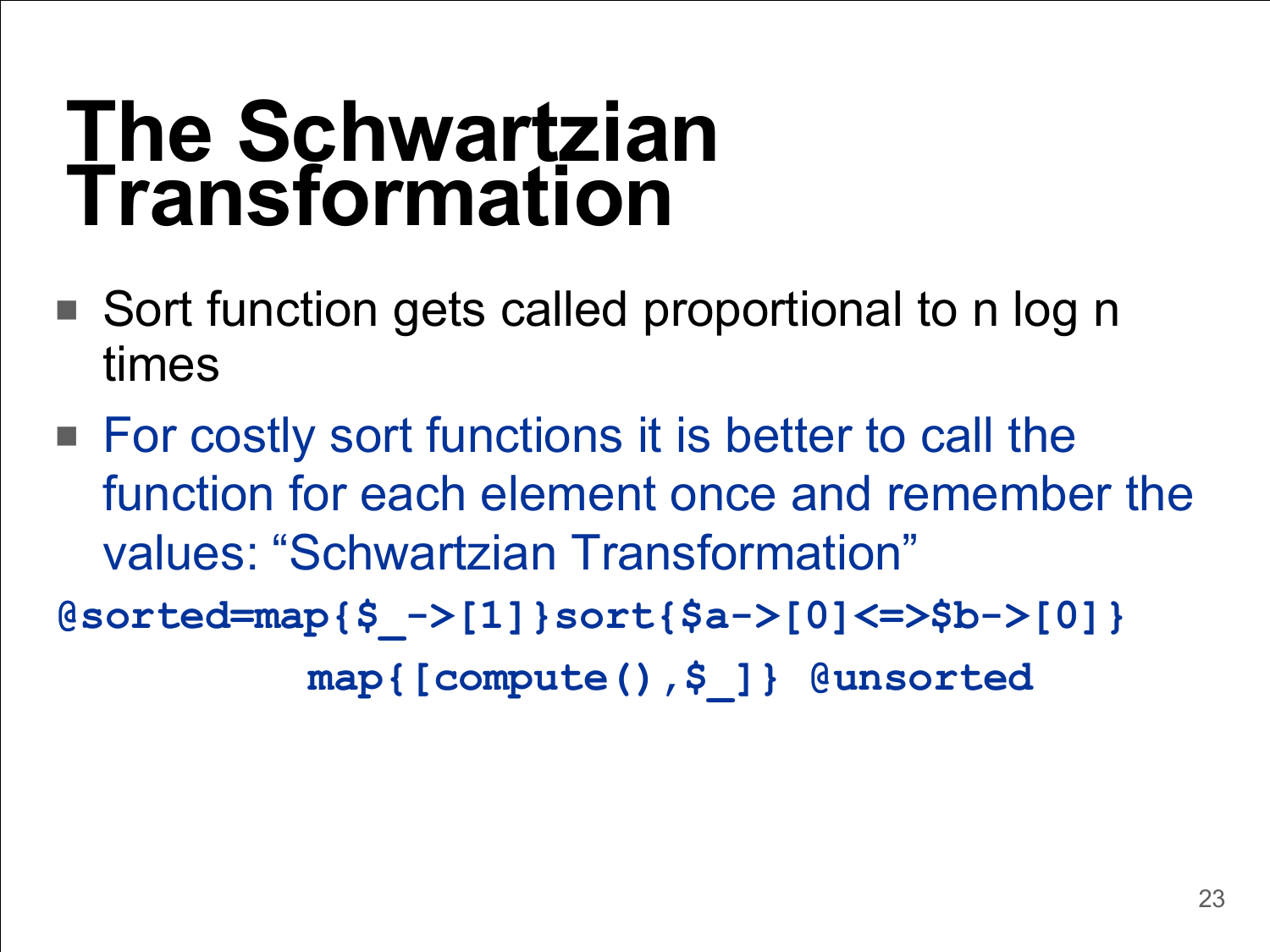# The Schwartzian Transformation

- Sort function gets called proportional to n log n times
- For costly sort functions it is better to call the function for each element once and remember the values: "Schwartzian Transformation"

```
@sorted=map{$_->[1]}sort{$a->[0]<=>$b->[0]}
           map{[compute(),$_]} @unsorted
```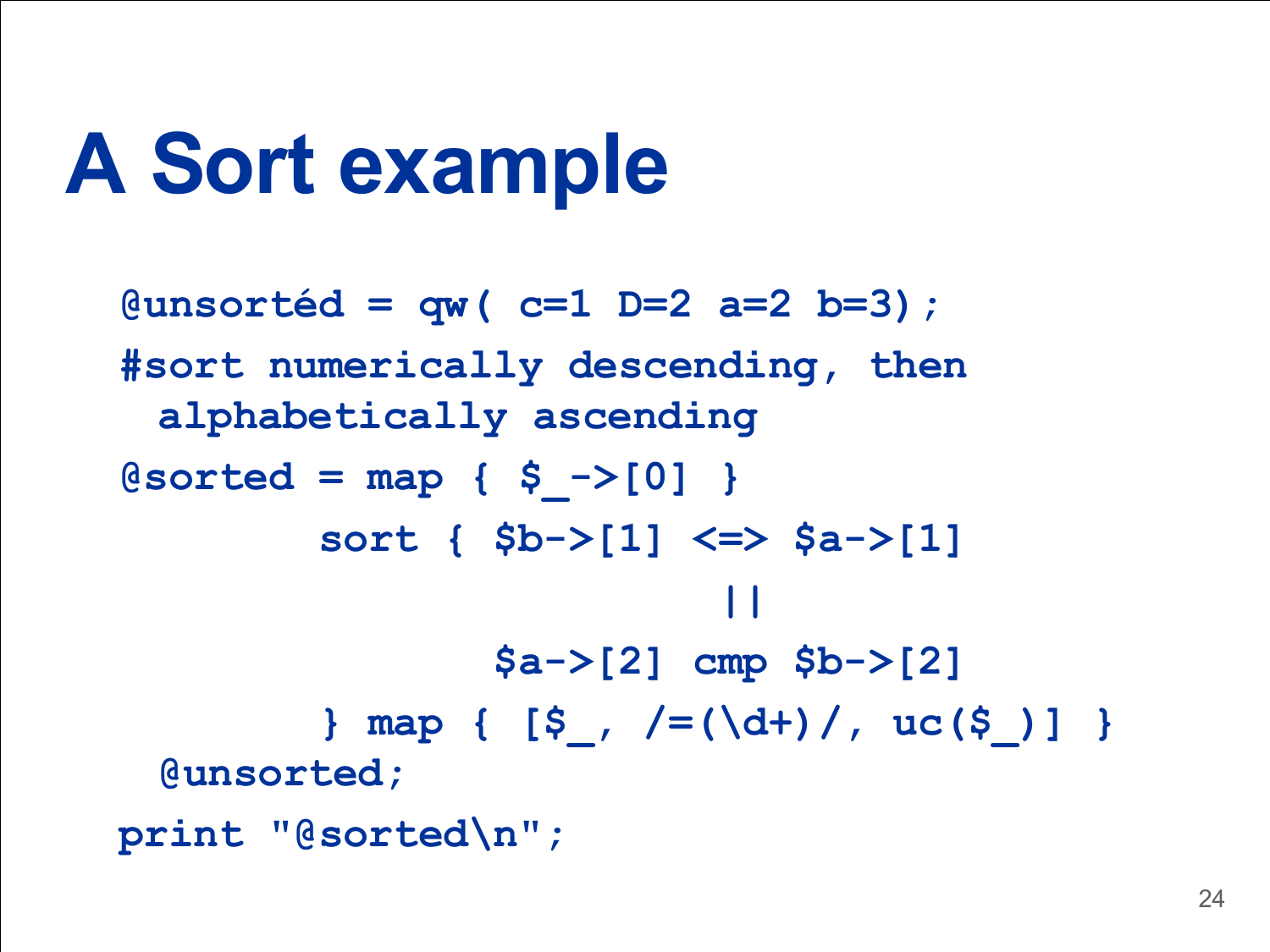# A Sort example

```
@unsortéd = qw( c=1 D=2 a=2 b=3);
#sort numerically descending, then
  alphabetically ascending
@sorted = map { $_->[0] }
        sort { $b->[1] <=> $a->[1]
                            ||
               $a->[2] cmp $b->[2]
        } map { [$_, /=(\d+)/, uc($_)] }
  @unsorted;
print "@sorted\n";
```